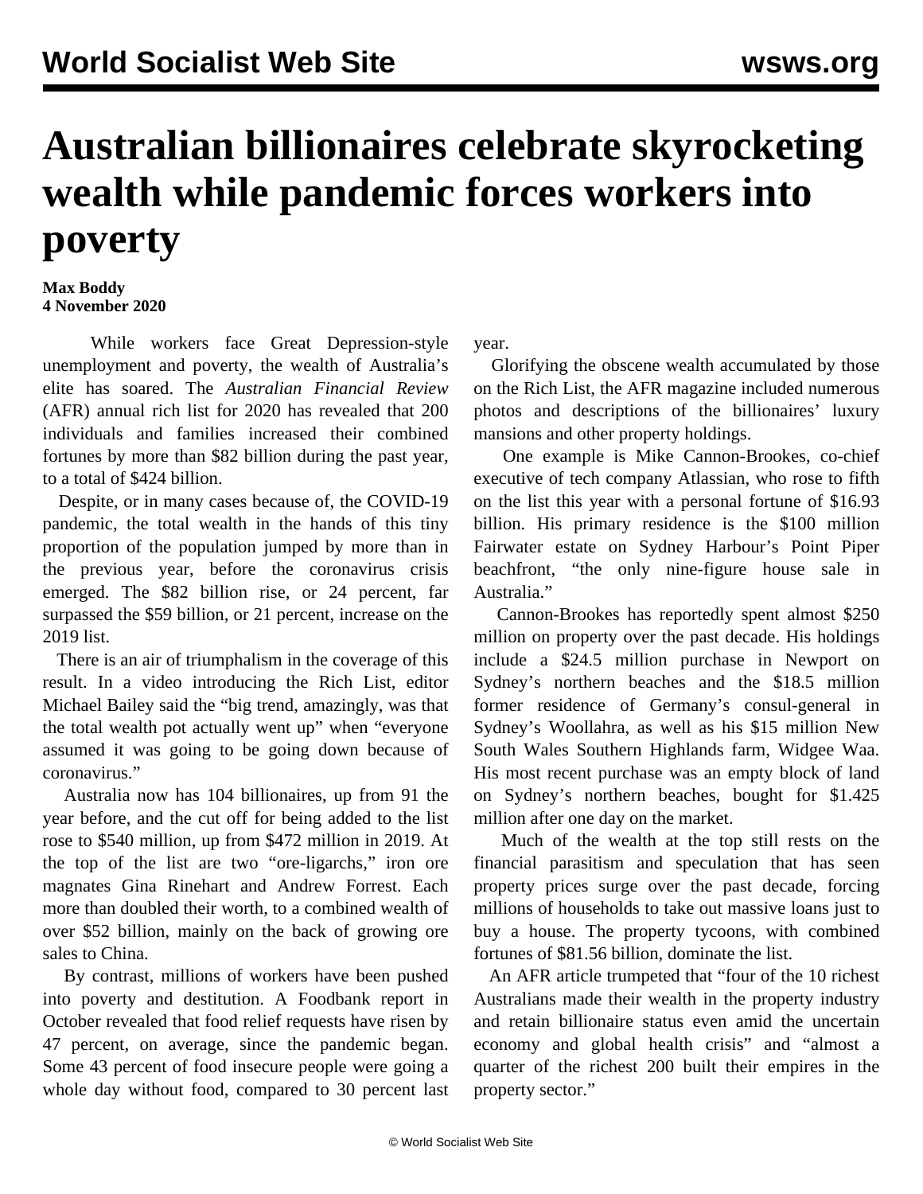# Australian billionaires celebrate skyrocketing wealth while pandemic forces workers into poverty

**Max Boddy**
**4 November 2020**

While workers face Great Depression-style unemployment and poverty, the wealth of Australia's elite has soared. The *Australian Financial Review* (AFR) annual rich list for 2020 has revealed that 200 individuals and families increased their combined fortunes by more than $82 billion during the past year, to a total of $424 billion.

Despite, or in many cases because of, the COVID-19 pandemic, the total wealth in the hands of this tiny proportion of the population jumped by more than in the previous year, before the coronavirus crisis emerged. The $82 billion rise, or 24 percent, far surpassed the $59 billion, or 21 percent, increase on the 2019 list.

There is an air of triumphalism in the coverage of this result. In a video introducing the Rich List, editor Michael Bailey said the "big trend, amazingly, was that the total wealth pot actually went up" when "everyone assumed it was going to be going down because of coronavirus."

Australia now has 104 billionaires, up from 91 the year before, and the cut off for being added to the list rose to $540 million, up from $472 million in 2019. At the top of the list are two "ore-ligarchs," iron ore magnates Gina Rinehart and Andrew Forrest. Each more than doubled their worth, to a combined wealth of over $52 billion, mainly on the back of growing ore sales to China.

By contrast, millions of workers have been pushed into poverty and destitution. A Foodbank report in October revealed that food relief requests have risen by 47 percent, on average, since the pandemic began. Some 43 percent of food insecure people were going a whole day without food, compared to 30 percent last year.

Glorifying the obscene wealth accumulated by those on the Rich List, the AFR magazine included numerous photos and descriptions of the billionaires' luxury mansions and other property holdings.

One example is Mike Cannon-Brookes, co-chief executive of tech company Atlassian, who rose to fifth on the list this year with a personal fortune of $16.93 billion. His primary residence is the $100 million Fairwater estate on Sydney Harbour's Point Piper beachfront, "the only nine-figure house sale in Australia."

Cannon-Brookes has reportedly spent almost $250 million on property over the past decade. His holdings include a $24.5 million purchase in Newport on Sydney's northern beaches and the $18.5 million former residence of Germany's consul-general in Sydney's Woollahra, as well as his $15 million New South Wales Southern Highlands farm, Widgee Waa. His most recent purchase was an empty block of land on Sydney's northern beaches, bought for $1.425 million after one day on the market.

Much of the wealth at the top still rests on the financial parasitism and speculation that has seen property prices surge over the past decade, forcing millions of households to take out massive loans just to buy a house. The property tycoons, with combined fortunes of $81.56 billion, dominate the list.

An AFR article trumpeted that "four of the 10 richest Australians made their wealth in the property industry and retain billionaire status even amid the uncertain economy and global health crisis" and "almost a quarter of the richest 200 built their empires in the property sector."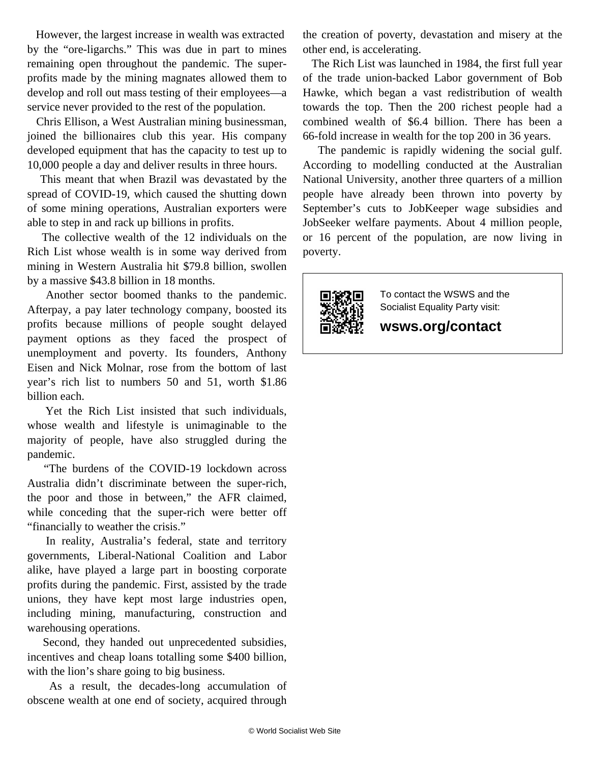However, the largest increase in wealth was extracted by the "ore-ligarchs." This was due in part to mines remaining open throughout the pandemic. The super-profits made by the mining magnates allowed them to develop and roll out mass testing of their employees—a service never provided to the rest of the population.

Chris Ellison, a West Australian mining businessman, joined the billionaires club this year. His company developed equipment that has the capacity to test up to 10,000 people a day and deliver results in three hours.

This meant that when Brazil was devastated by the spread of COVID-19, which caused the shutting down of some mining operations, Australian exporters were able to step in and rack up billions in profits.

The collective wealth of the 12 individuals on the Rich List whose wealth is in some way derived from mining in Western Australia hit $79.8 billion, swollen by a massive $43.8 billion in 18 months.

Another sector boomed thanks to the pandemic. Afterpay, a pay later technology company, boosted its profits because millions of people sought delayed payment options as they faced the prospect of unemployment and poverty. Its founders, Anthony Eisen and Nick Molnar, rose from the bottom of last year's rich list to numbers 50 and 51, worth $1.86 billion each.

Yet the Rich List insisted that such individuals, whose wealth and lifestyle is unimaginable to the majority of people, have also struggled during the pandemic.

"The burdens of the COVID-19 lockdown across Australia didn't discriminate between the super-rich, the poor and those in between," the AFR claimed, while conceding that the super-rich were better off "financially to weather the crisis."

In reality, Australia's federal, state and territory governments, Liberal-National Coalition and Labor alike, have played a large part in boosting corporate profits during the pandemic. First, assisted by the trade unions, they have kept most large industries open, including mining, manufacturing, construction and warehousing operations.

Second, they handed out unprecedented subsidies, incentives and cheap loans totalling some $400 billion, with the lion's share going to big business.

As a result, the decades-long accumulation of obscene wealth at one end of society, acquired through the creation of poverty, devastation and misery at the other end, is accelerating.

The Rich List was launched in 1984, the first full year of the trade union-backed Labor government of Bob Hawke, which began a vast redistribution of wealth towards the top. Then the 200 richest people had a combined wealth of $6.4 billion. There has been a 66-fold increase in wealth for the top 200 in 36 years.

The pandemic is rapidly widening the social gulf. According to modelling conducted at the Australian National University, another three quarters of a million people have already been thrown into poverty by September's cuts to JobKeeper wage subsidies and JobSeeker welfare payments. About 4 million people, or 16 percent of the population, are now living in poverty.

To contact the WSWS and the Socialist Equality Party visit:

**wsws.org/contact**